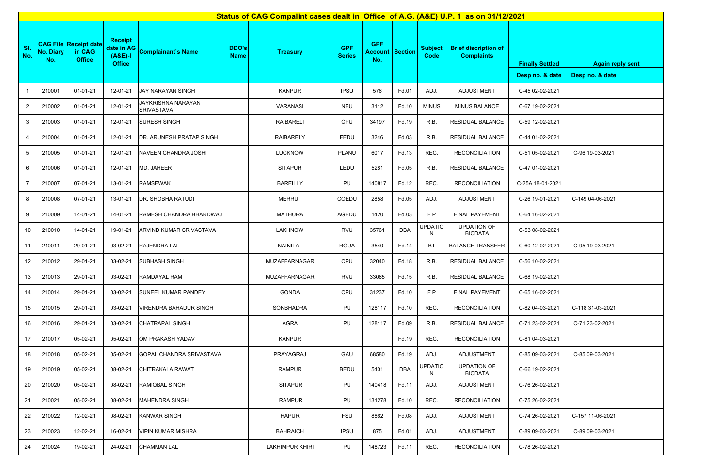# Status of CAG Compalint cases dealt in Office of A.G. (A&E) U.P. 1 as on 31/12/2021

| Sl. No. | CAG File No. Diary No. | Receipt date in CAG Office | Receipt date in AG (A&E)-I Office | Complainant's Name | DDO's Name | Treasury | GPF Series | GPF Account No. | Section | Subject Code | Brief discription of Complaints | Finally Settled | Again reply sent | |
|---|---|---|---|---|---|---|---|---|---|---|---|---|---|---|
| | | | | | | | | | | | | Desp no. & date | Desp no. & date | |
| 1 | 210001 | 01-01-21 | 12-01-21 | JAY NARAYAN SINGH | | KANPUR | IPSU | 576 | Fd.01 | ADJ. | ADJUSTMENT | C-45 02-02-2021 | | |
| 2 | 210002 | 01-01-21 | 12-01-21 | JAYKRISHNA NARAYAN SRIVASTAVA | | VARANASI | NEU | 3112 | Fd.10 | MINUS | MINUS BALANCE | C-67 19-02-2021 | | |
| 3 | 210003 | 01-01-21 | 12-01-21 | SURESH SINGH | | RAIBARELI | CPU | 34197 | Fd.19 | R.B. | RESIDUAL BALANCE | C-59 12-02-2021 | | |
| 4 | 210004 | 01-01-21 | 12-01-21 | DR. ARUNESH PRATAP SINGH | | RAIBARELY | FEDU | 3246 | Fd.03 | R.B. | RESIDUAL BALANCE | C-44 01-02-2021 | | |
| 5 | 210005 | 01-01-21 | 12-01-21 | NAVEEN CHANDRA JOSHI | | LUCKNOW | PLANU | 6017 | Fd.13 | REC. | RECONCILIATION | C-51 05-02-2021 | C-96 19-03-2021 | |
| 6 | 210006 | 01-01-21 | 12-01-21 | MD. JAHEER | | SITAPUR | LEDU | 5281 | Fd.05 | R.B. | RESIDUAL BALANCE | C-47 01-02-2021 | | |
| 7 | 210007 | 07-01-21 | 13-01-21 | RAMSEWAK | | BAREILLY | PU | 140817 | Fd.12 | REC. | RECONCILIATION | C-25A 18-01-2021 | | |
| 8 | 210008 | 07-01-21 | 13-01-21 | DR. SHOBHA RATUDI | | MERRUT | COEDU | 2858 | Fd.05 | ADJ. | ADJUSTMENT | C-26 19-01-2021 | C-149 04-06-2021 | |
| 9 | 210009 | 14-01-21 | 14-01-21 | RAMESH CHANDRA BHARDWAJ | | MATHURA | AGEDU | 1420 | Fd.03 | F P | FINAL PAYEMENT | C-64 16-02-2021 | | |
| 10 | 210010 | 14-01-21 | 19-01-21 | ARVIND KUMAR SRIVASTAVA | | LAKHNOW | RVU | 35761 | DBA | UPDATION | UPDATION OF BIODATA | C-53 08-02-2021 | | |
| 11 | 210011 | 29-01-21 | 03-02-21 | RAJENDRA LAL | | NAINITAL | RGUA | 3540 | Fd.14 | BT | BALANCE TRANSFER | C-60 12-02-2021 | C-95 19-03-2021 | |
| 12 | 210012 | 29-01-21 | 03-02-21 | SUBHASH SINGH | | MUZAFFARNAGAR | CPU | 32040 | Fd.18 | R.B. | RESIDUAL BALANCE | C-56 10-02-2021 | | |
| 13 | 210013 | 29-01-21 | 03-02-21 | RAMDAYAL RAM | | MUZAFFARNAGAR | RVU | 33065 | Fd.15 | R.B. | RESIDUAL BALANCE | C-68 19-02-2021 | | |
| 14 | 210014 | 29-01-21 | 03-02-21 | SUNEEL KUMAR PANDEY | | GONDA | CPU | 31237 | Fd.10 | F P | FINAL PAYEMENT | C-65 16-02-2021 | | |
| 15 | 210015 | 29-01-21 | 03-02-21 | VIRENDRA BAHADUR SINGH | | SONBHADRA | PU | 128117 | Fd.10 | REC. | RECONCILIATION | C-82 04-03-2021 | C-118 31-03-2021 | |
| 16 | 210016 | 29-01-21 | 03-02-21 | CHATRAPAL SINGH | | AGRA | PU | 128117 | Fd.09 | R.B. | RESIDUAL BALANCE | C-71 23-02-2021 | C-71 23-02-2021 | |
| 17 | 210017 | 05-02-21 | 05-02-21 | OM PRAKASH YADAV | | KANPUR | | | Fd.19 | REC. | RECONCILIATION | C-81 04-03-2021 | | |
| 18 | 210018 | 05-02-21 | 05-02-21 | GOPAL CHANDRA SRIVASTAVA | | PRAYAGRAJ | GAU | 68580 | Fd.19 | ADJ. | ADJUSTMENT | C-85 09-03-2021 | C-85 09-03-2021 | |
| 19 | 210019 | 05-02-21 | 08-02-21 | CHITRAKALA RAWAT | | RAMPUR | BEDU | 5401 | DBA | UPDATION | UPDATION OF BIODATA | C-66 19-02-2021 | | |
| 20 | 210020 | 05-02-21 | 08-02-21 | RAMIQBAL SINGH | | SITAPUR | PU | 140418 | Fd.11 | ADJ. | ADJUSTMENT | C-76 26-02-2021 | | |
| 21 | 210021 | 05-02-21 | 08-02-21 | MAHENDRA SINGH | | RAMPUR | PU | 131278 | Fd.10 | REC. | RECONCILIATION | C-75 26-02-2021 | | |
| 22 | 210022 | 12-02-21 | 08-02-21 | KANWAR SINGH | | HAPUR | FSU | 8862 | Fd.08 | ADJ. | ADJUSTMENT | C-74 26-02-2021 | C-157 11-06-2021 | |
| 23 | 210023 | 12-02-21 | 16-02-21 | VIPIN KUMAR MISHRA | | BAHRAICH | IPSU | 875 | Fd.01 | ADJ. | ADJUSTMENT | C-89 09-03-2021 | C-89 09-03-2021 | |
| 24 | 210024 | 19-02-21 | 24-02-21 | CHAMMAN LAL | | LAKHIMPUR KHIRI | PU | 148723 | Fd.11 | REC. | RECONCILIATION | C-78 26-02-2021 | | |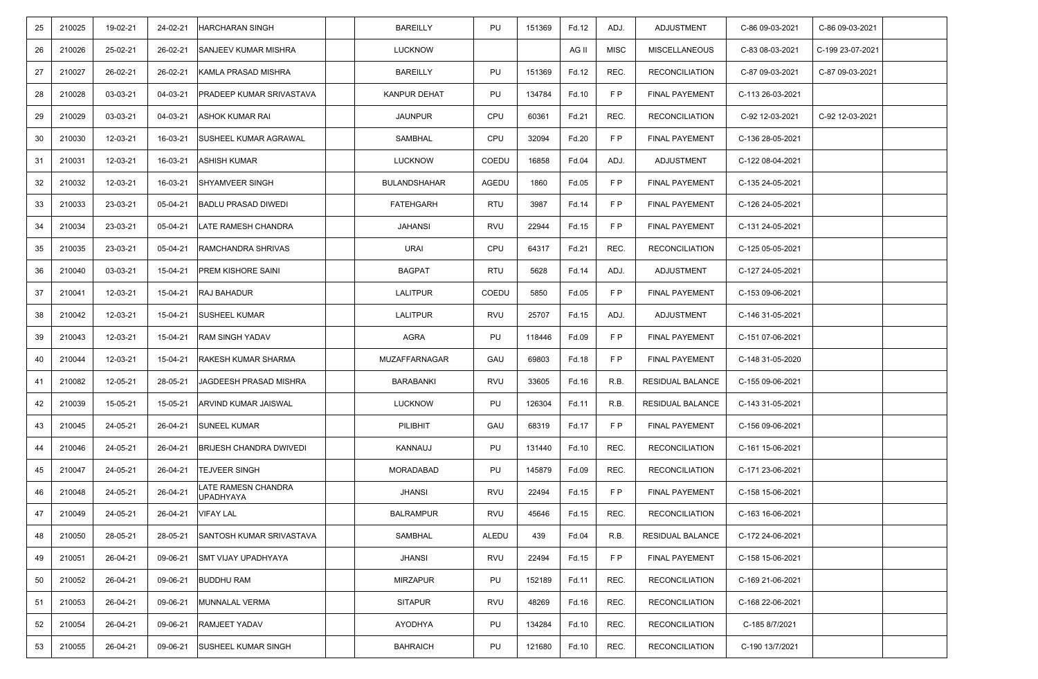| 25 | 210025 | 19-02-21 | 24-02-21 | HARCHARAN SINGH | | BAREILLY | PU | 151369 | Fd.12 | ADJ. | ADJUSTMENT | C-86 09-03-2021 | C-86 09-03-2021 | |
|---|---|---|---|---|---|---|---|---|---|---|---|---|---|---|
| 26 | 210026 | 25-02-21 | 26-02-21 | SANJEEV KUMAR MISHRA | | LUCKNOW | | | AG II | MISC | MISCELLANEOUS | C-83 08-03-2021 | C-199 23-07-2021 | |
| 27 | 210027 | 26-02-21 | 26-02-21 | KAMLA PRASAD MISHRA | | BAREILLY | PU | 151369 | Fd.12 | REC. | RECONCILIATION | C-87 09-03-2021 | C-87 09-03-2021 | |
| 28 | 210028 | 03-03-21 | 04-03-21 | PRADEEP KUMAR SRIVASTAVA | | KANPUR DEHAT | PU | 134784 | Fd.10 | F P | FINAL PAYEMENT | C-113 26-03-2021 | | |
| 29 | 210029 | 03-03-21 | 04-03-21 | ASHOK KUMAR RAI | | JAUNPUR | CPU | 60361 | Fd.21 | REC. | RECONCILIATION | C-92 12-03-2021 | C-92 12-03-2021 | |
| 30 | 210030 | 12-03-21 | 16-03-21 | SUSHEEL KUMAR AGRAWAL | | SAMBHAL | CPU | 32094 | Fd.20 | F P | FINAL PAYEMENT | C-136 28-05-2021 | | |
| 31 | 210031 | 12-03-21 | 16-03-21 | ASHISH KUMAR | | LUCKNOW | COEDU | 16858 | Fd.04 | ADJ. | ADJUSTMENT | C-122 08-04-2021 | | |
| 32 | 210032 | 12-03-21 | 16-03-21 | SHYAMVEER SINGH | | BULANDSHAHAR | AGEDU | 1860 | Fd.05 | F P | FINAL PAYEMENT | C-135 24-05-2021 | | |
| 33 | 210033 | 23-03-21 | 05-04-21 | BADLU PRASAD DIWEDI | | FATEHGARH | RTU | 3987 | Fd.14 | F P | FINAL PAYEMENT | C-126 24-05-2021 | | |
| 34 | 210034 | 23-03-21 | 05-04-21 | LATE RAMESH CHANDRA | | JAHANSI | RVU | 22944 | Fd.15 | F P | FINAL PAYEMENT | C-131 24-05-2021 | | |
| 35 | 210035 | 23-03-21 | 05-04-21 | RAMCHANDRA SHRIVAS | | URAI | CPU | 64317 | Fd.21 | REC. | RECONCILIATION | C-125 05-05-2021 | | |
| 36 | 210040 | 03-03-21 | 15-04-21 | PREM KISHORE SAINI | | BAGPAT | RTU | 5628 | Fd.14 | ADJ. | ADJUSTMENT | C-127 24-05-2021 | | |
| 37 | 210041 | 12-03-21 | 15-04-21 | RAJ BAHADUR | | LALITPUR | COEDU | 5850 | Fd.05 | F P | FINAL PAYEMENT | C-153 09-06-2021 | | |
| 38 | 210042 | 12-03-21 | 15-04-21 | SUSHEEL KUMAR | | LALITPUR | RVU | 25707 | Fd.15 | ADJ. | ADJUSTMENT | C-146 31-05-2021 | | |
| 39 | 210043 | 12-03-21 | 15-04-21 | RAM SINGH YADAV | | AGRA | PU | 118446 | Fd.09 | F P | FINAL PAYEMENT | C-151 07-06-2021 | | |
| 40 | 210044 | 12-03-21 | 15-04-21 | RAKESH KUMAR SHARMA | | MUZAFFARNAGAR | GAU | 69803 | Fd.18 | F P | FINAL PAYEMENT | C-148 31-05-2020 | | |
| 41 | 210082 | 12-05-21 | 28-05-21 | JAGDEESH PRASAD MISHRA | | BARABANKI | RVU | 33605 | Fd.16 | R.B. | RESIDUAL BALANCE | C-155 09-06-2021 | | |
| 42 | 210039 | 15-05-21 | 15-05-21 | ARVIND KUMAR JAISWAL | | LUCKNOW | PU | 126304 | Fd.11 | R.B. | RESIDUAL BALANCE | C-143 31-05-2021 | | |
| 43 | 210045 | 24-05-21 | 26-04-21 | SUNEEL KUMAR | | PILIBHIT | GAU | 68319 | Fd.17 | F P | FINAL PAYEMENT | C-156 09-06-2021 | | |
| 44 | 210046 | 24-05-21 | 26-04-21 | BRIJESH CHANDRA DWIVEDI | | KANNAUJ | PU | 131440 | Fd.10 | REC. | RECONCILIATION | C-161 15-06-2021 | | |
| 45 | 210047 | 24-05-21 | 26-04-21 | TEJVEER SINGH | | MORADABAD | PU | 145879 | Fd.09 | REC. | RECONCILIATION | C-171 23-06-2021 | | |
| 46 | 210048 | 24-05-21 | 26-04-21 | LATE RAMESN CHANDRA UPADHYAYA | | JHANSI | RVU | 22494 | Fd.15 | F P | FINAL PAYEMENT | C-158 15-06-2021 | | |
| 47 | 210049 | 24-05-21 | 26-04-21 | VIFAY LAL | | BALRAMPUR | RVU | 45646 | Fd.15 | REC. | RECONCILIATION | C-163 16-06-2021 | | |
| 48 | 210050 | 28-05-21 | 28-05-21 | SANTOSH KUMAR SRIVASTAVA | | SAMBHAL | ALEDU | 439 | Fd.04 | R.B. | RESIDUAL BALANCE | C-172 24-06-2021 | | |
| 49 | 210051 | 26-04-21 | 09-06-21 | SMT VIJAY UPADHYAYA | | JHANSI | RVU | 22494 | Fd.15 | F P | FINAL PAYEMENT | C-158 15-06-2021 | | |
| 50 | 210052 | 26-04-21 | 09-06-21 | BUDDHU RAM | | MIRZAPUR | PU | 152189 | Fd.11 | REC. | RECONCILIATION | C-169 21-06-2021 | | |
| 51 | 210053 | 26-04-21 | 09-06-21 | MUNNALAL VERMA | | SITAPUR | RVU | 48269 | Fd.16 | REC. | RECONCILIATION | C-168 22-06-2021 | | |
| 52 | 210054 | 26-04-21 | 09-06-21 | RAMJEET YADAV | | AYODHYA | PU | 134284 | Fd.10 | REC. | RECONCILIATION | C-185 8/7/2021 | | |
| 53 | 210055 | 26-04-21 | 09-06-21 | SUSHEEL KUMAR SINGH | | BAHRAICH | PU | 121680 | Fd.10 | REC. | RECONCILIATION | C-190 13/7/2021 | | |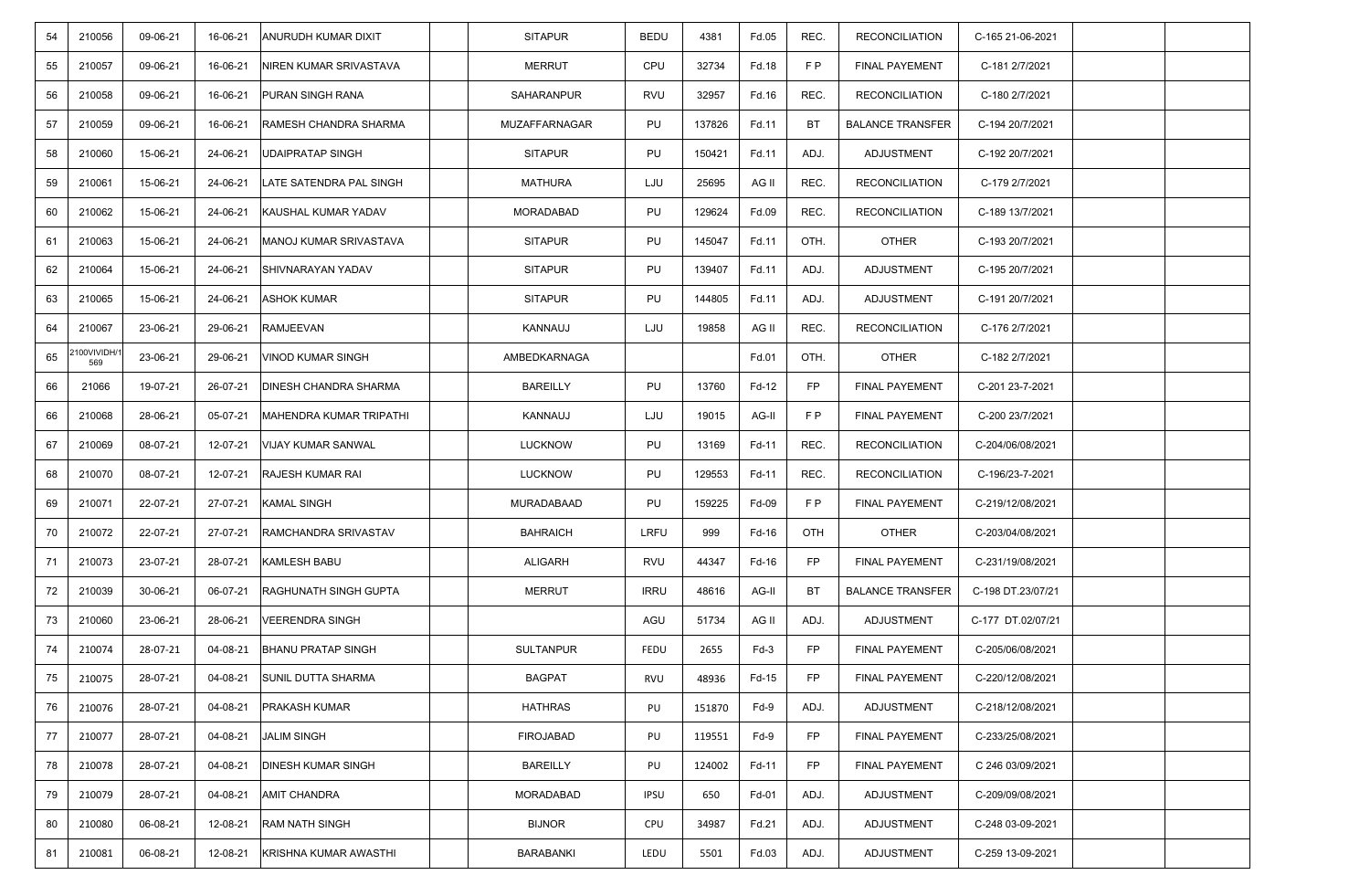| | | | | | | | | | | | | | | | |
|---|---|---|---|---|---|---|---|---|---|---|---|---|---|---|---|
| 54 | 210056 | 09-06-21 | 16-06-21 | ANURUDH KUMAR DIXIT | | SITAPUR | BEDU | 4381 | Fd.05 | REC. | RECONCILIATION | C-165 21-06-2021 | | |
| 55 | 210057 | 09-06-21 | 16-06-21 | NIREN KUMAR SRIVASTAVA | | MERRUT | CPU | 32734 | Fd.18 | F P | FINAL PAYEMENT | C-181 2/7/2021 | | |
| 56 | 210058 | 09-06-21 | 16-06-21 | PURAN SINGH RANA | | SAHARANPUR | RVU | 32957 | Fd.16 | REC. | RECONCILIATION | C-180 2/7/2021 | | |
| 57 | 210059 | 09-06-21 | 16-06-21 | RAMESH CHANDRA SHARMA | | MUZAFFARNAGAR | PU | 137826 | Fd.11 | BT | BALANCE TRANSFER | C-194 20/7/2021 | | |
| 58 | 210060 | 15-06-21 | 24-06-21 | UDAIPRATAP SINGH | | SITAPUR | PU | 150421 | Fd.11 | ADJ. | ADJUSTMENT | C-192 20/7/2021 | | |
| 59 | 210061 | 15-06-21 | 24-06-21 | LATE SATENDRA PAL SINGH | | MATHURA | LJU | 25695 | AG II | REC. | RECONCILIATION | C-179 2/7/2021 | | |
| 60 | 210062 | 15-06-21 | 24-06-21 | KAUSHAL KUMAR YADAV | | MORADABAD | PU | 129624 | Fd.09 | REC. | RECONCILIATION | C-189 13/7/2021 | | |
| 61 | 210063 | 15-06-21 | 24-06-21 | MANOJ KUMAR SRIVASTAVA | | SITAPUR | PU | 145047 | Fd.11 | OTH. | OTHER | C-193 20/7/2021 | | |
| 62 | 210064 | 15-06-21 | 24-06-21 | SHIVNARAYAN YADAV | | SITAPUR | PU | 139407 | Fd.11 | ADJ. | ADJUSTMENT | C-195 20/7/2021 | | |
| 63 | 210065 | 15-06-21 | 24-06-21 | ASHOK KUMAR | | SITAPUR | PU | 144805 | Fd.11 | ADJ. | ADJUSTMENT | C-191 20/7/2021 | | |
| 64 | 210067 | 23-06-21 | 29-06-21 | RAMJEEVAN | | KANNAUJ | LJU | 19858 | AG II | REC. | RECONCILIATION | C-176 2/7/2021 | | |
| 65 | 2100VIVIDH/1 569 | 23-06-21 | 29-06-21 | VINOD KUMAR SINGH | | AMBEDKARNAGA | | | Fd.01 | OTH. | OTHER | C-182 2/7/2021 | | |
| 66 | 21066 | 19-07-21 | 26-07-21 | DINESH CHANDRA SHARMA | | BAREILLY | PU | 13760 | Fd-12 | FP | FINAL PAYEMENT | C-201 23-7-2021 | | |
| 66 | 210068 | 28-06-21 | 05-07-21 | MAHENDRA KUMAR TRIPATHI | | KANNAUJ | LJU | 19015 | AG-II | F P | FINAL PAYEMENT | C-200 23/7/2021 | | |
| 67 | 210069 | 08-07-21 | 12-07-21 | VIJAY KUMAR SANWAL | | LUCKNOW | PU | 13169 | Fd-11 | REC. | RECONCILIATION | C-204/06/08/2021 | | |
| 68 | 210070 | 08-07-21 | 12-07-21 | RAJESH KUMAR RAI | | LUCKNOW | PU | 129553 | Fd-11 | REC. | RECONCILIATION | C-196/23-7-2021 | | |
| 69 | 210071 | 22-07-21 | 27-07-21 | KAMAL SINGH | | MURADABAAD | PU | 159225 | Fd-09 | F P | FINAL PAYEMENT | C-219/12/08/2021 | | |
| 70 | 210072 | 22-07-21 | 27-07-21 | RAMCHANDRA SRIVASTAV | | BAHRAICH | LRFU | 999 | Fd-16 | OTH | OTHER | C-203/04/08/2021 | | |
| 71 | 210073 | 23-07-21 | 28-07-21 | KAMLESH BABU | | ALIGARH | RVU | 44347 | Fd-16 | FP | FINAL PAYEMENT | C-231/19/08/2021 | | |
| 72 | 210039 | 30-06-21 | 06-07-21 | RAGHUNATH SINGH GUPTA | | MERRUT | IRRU | 48616 | AG-II | BT | BALANCE TRANSFER | C-198 DT.23/07/21 | | |
| 73 | 210060 | 23-06-21 | 28-06-21 | VEERENDRA SINGH | | | AGU | 51734 | AG II | ADJ. | ADJUSTMENT | C-177 DT.02/07/21 | | |
| 74 | 210074 | 28-07-21 | 04-08-21 | BHANU PRATAP SINGH | | SULTANPUR | FEDU | 2655 | Fd-3 | FP | FINAL PAYEMENT | C-205/06/08/2021 | | |
| 75 | 210075 | 28-07-21 | 04-08-21 | SUNIL DUTTA SHARMA | | BAGPAT | RVU | 48936 | Fd-15 | FP | FINAL PAYEMENT | C-220/12/08/2021 | | |
| 76 | 210076 | 28-07-21 | 04-08-21 | PRAKASH KUMAR | | HATHRAS | PU | 151870 | Fd-9 | ADJ. | ADJUSTMENT | C-218/12/08/2021 | | |
| 77 | 210077 | 28-07-21 | 04-08-21 | JALIM SINGH | | FIROJABAD | PU | 119551 | Fd-9 | FP | FINAL PAYEMENT | C-233/25/08/2021 | | |
| 78 | 210078 | 28-07-21 | 04-08-21 | DINESH KUMAR SINGH | | BAREILLY | PU | 124002 | Fd-11 | FP | FINAL PAYEMENT | C 246 03/09/2021 | | |
| 79 | 210079 | 28-07-21 | 04-08-21 | AMIT CHANDRA | | MORADABAD | IPSU | 650 | Fd-01 | ADJ. | ADJUSTMENT | C-209/09/08/2021 | | |
| 80 | 210080 | 06-08-21 | 12-08-21 | RAM NATH SINGH | | BIJNOR | CPU | 34987 | Fd.21 | ADJ. | ADJUSTMENT | C-248 03-09-2021 | | |
| 81 | 210081 | 06-08-21 | 12-08-21 | KRISHNA KUMAR AWASTHI | | BARABANKI | LEDU | 5501 | Fd.03 | ADJ. | ADJUSTMENT | C-259 13-09-2021 | | |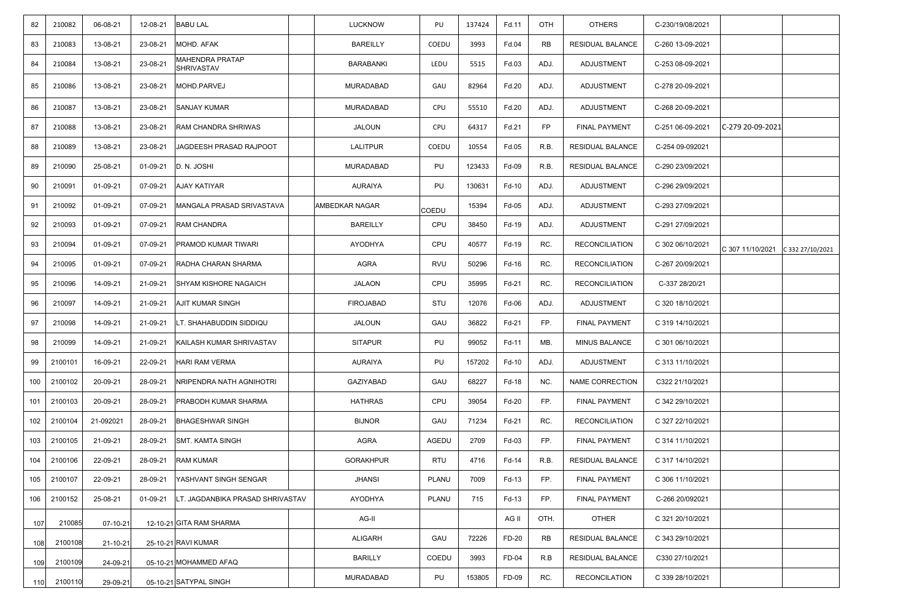| | | | | | | | | | | | | | | |
|---|---|---|---|---|---|---|---|---|---|---|---|---|---|---|
| 82 | 210082 | 06-08-21 | 12-08-21 | BABU LAL | | LUCKNOW | PU | 137424 | Fd.11 | OTH | OTHERS | C-230/19/08/2021 | | |
| 83 | 210083 | 13-08-21 | 23-08-21 | MOHD. AFAK | | BAREILLY | COEDU | 3993 | Fd.04 | RB | RESIDUAL BALANCE | C-260 13-09-2021 | | |
| 84 | 210084 | 13-08-21 | 23-08-21 | MAHENDRA PRATAP SHRIVASTAV | | BARABANKI | LEDU | 5515 | Fd.03 | ADJ. | ADJUSTMENT | C-253 08-09-2021 | | |
| 85 | 210086 | 13-08-21 | 23-08-21 | MOHD.PARVEJ | | MURADABAD | GAU | 82964 | Fd.20 | ADJ. | ADJUSTMENT | C-278 20-09-2021 | | |
| 86 | 210087 | 13-08-21 | 23-08-21 | SANJAY KUMAR | | MURADABAD | CPU | 55510 | Fd.20 | ADJ. | ADJUSTMENT | C-268 20-09-2021 | | |
| 87 | 210088 | 13-08-21 | 23-08-21 | RAM CHANDRA SHRIWAS | | JALOUN | CPU | 64317 | Fd.21 | FP | FINAL PAYMENT | C-251 06-09-2021 | C-279 20-09-2021 | |
| 88 | 210089 | 13-08-21 | 23-08-21 | JAGDEESH PRASAD RAJPOOT | | LALITPUR | COEDU | 10554 | Fd.05 | R.B. | RESIDUAL BALANCE | C-254 09-092021 | | |
| 89 | 210090 | 25-08-21 | 01-09-21 | D. N. JOSHI | | MURADABAD | PU | 123433 | Fd-09 | R.B. | RESIDUAL BALANCE | C-290 23/09/2021 | | |
| 90 | 210091 | 01-09-21 | 07-09-21 | AJAY KATIYAR | | AURAIYA | PU | 130631 | Fd-10 | ADJ. | ADJUSTMENT | C-296 29/09/2021 | | |
| 91 | 210092 | 01-09-21 | 07-09-21 | MANGALA PRASAD SRIVASTAVA | | AMBEDKAR NAGAR | COEDU | 15394 | Fd-05 | ADJ. | ADJUSTMENT | C-293 27/09/2021 | | |
| 92 | 210093 | 01-09-21 | 07-09-21 | RAM CHANDRA | | BAREILLY | CPU | 38450 | Fd-19 | ADJ. | ADJUSTMENT | C-291 27/09/2021 | | |
| 93 | 210094 | 01-09-21 | 07-09-21 | PRAMOD KUMAR TIWARI | | AYODHYA | CPU | 40577 | Fd-19 | RC. | RECONCILIATION | C 302 06/10/2021 | C 307 11/10/2021 | C 332 27/10/2021 |
| 94 | 210095 | 01-09-21 | 07-09-21 | RADHA CHARAN SHARMA | | AGRA | RVU | 50296 | Fd-16 | RC. | RECONCILIATION | C-267 20/09/2021 | | |
| 95 | 210096 | 14-09-21 | 21-09-21 | SHYAM KISHORE NAGAICH | | JALAON | CPU | 35995 | Fd-21 | RC. | RECONCILIATION | C-337 28/20/21 | | |
| 96 | 210097 | 14-09-21 | 21-09-21 | AJIT KUMAR SINGH | | FIROJABAD | STU | 12076 | Fd-06 | ADJ. | ADJUSTMENT | C 320 18/10/2021 | | |
| 97 | 210098 | 14-09-21 | 21-09-21 | LT. SHAHABUDDIN SIDDIQU | | JALOUN | GAU | 36822 | Fd-21 | FP. | FINAL PAYMENT | C 319 14/10/2021 | | |
| 98 | 210099 | 14-09-21 | 21-09-21 | KAILASH KUMAR SHRIVASTAV | | SITAPUR | PU | 99052 | Fd-11 | MB. | MINUS BALANCE | C 301 06/10/2021 | | |
| 99 | 2100101 | 16-09-21 | 22-09-21 | HARI RAM VERMA | | AURAIYA | PU | 157202 | Fd-10 | ADJ. | ADJUSTMENT | C 313 11/10/2021 | | |
| 100 | 2100102 | 20-09-21 | 28-09-21 | NRIPENDRA NATH AGNIHOTRI | | GAZIYABAD | GAU | 68227 | Fd-18 | NC. | NAME CORRECTION | C322 21/10/2021 | | |
| 101 | 2100103 | 20-09-21 | 28-09-21 | PRABODH KUMAR SHARMA | | HATHRAS | CPU | 39054 | Fd-20 | FP. | FINAL PAYMENT | C 342 29/10/2021 | | |
| 102 | 2100104 | 21-092021 | 28-09-21 | BHAGESHWAR SINGH | | BIJNOR | GAU | 71234 | Fd-21 | RC. | RECONCILIATION | C 327 22/10/2021 | | |
| 103 | 2100105 | 21-09-21 | 28-09-21 | SMT. KAMTA SINGH | | AGRA | AGEDU | 2709 | Fd-03 | FP. | FINAL PAYMENT | C 314 11/10/2021 | | |
| 104 | 2100106 | 22-09-21 | 28-09-21 | RAM KUMAR | | GORAKHPUR | RTU | 4716 | Fd-14 | R.B. | RESIDUAL BALANCE | C 317 14/10/2021 | | |
| 105 | 2100107 | 22-09-21 | 28-09-21 | YASHVANT SINGH SENGAR | | JHANSI | PLANU | 7009 | Fd-13 | FP. | FINAL PAYMENT | C 306 11/10/2021 | | |
| 106 | 2100152 | 25-08-21 | 01-09-21 | LT. JAGDANBIKA PRASAD SHRIVASTAV | | AYODHYA | PLANU | 715 | Fd-13 | FP. | FINAL PAYMENT | C-266 20/092021 | | |
| 107 | 210085 | 07-10-21 | 12-10-21 | GITA RAM SHARMA | | AG-II | | | AG II | OTH. | OTHER | C 321 20/10/2021 | | |
| 108 | 2100108 | 21-10-21 | 25-10-21 | RAVI KUMAR | | ALIGARH | GAU | 72226 | FD-20 | RB | RESIDUAL BALANCE | C 343 29/10/2021 | | |
| 109 | 2100109 | 24-09-21 | 05-10-21 | MOHAMMED AFAQ | | BARILLY | COEDU | 3993 | FD-04 | R.B | RESIDUAL BALANCE | C330 27/10/2021 | | |
| 110 | 2100110 | 29-09-21 | 05-10-21 | SATYPAL SINGH | | MURADABAD | PU | 153805 | FD-09 | RC. | RECONCILATION | C 339 28/10/2021 | | |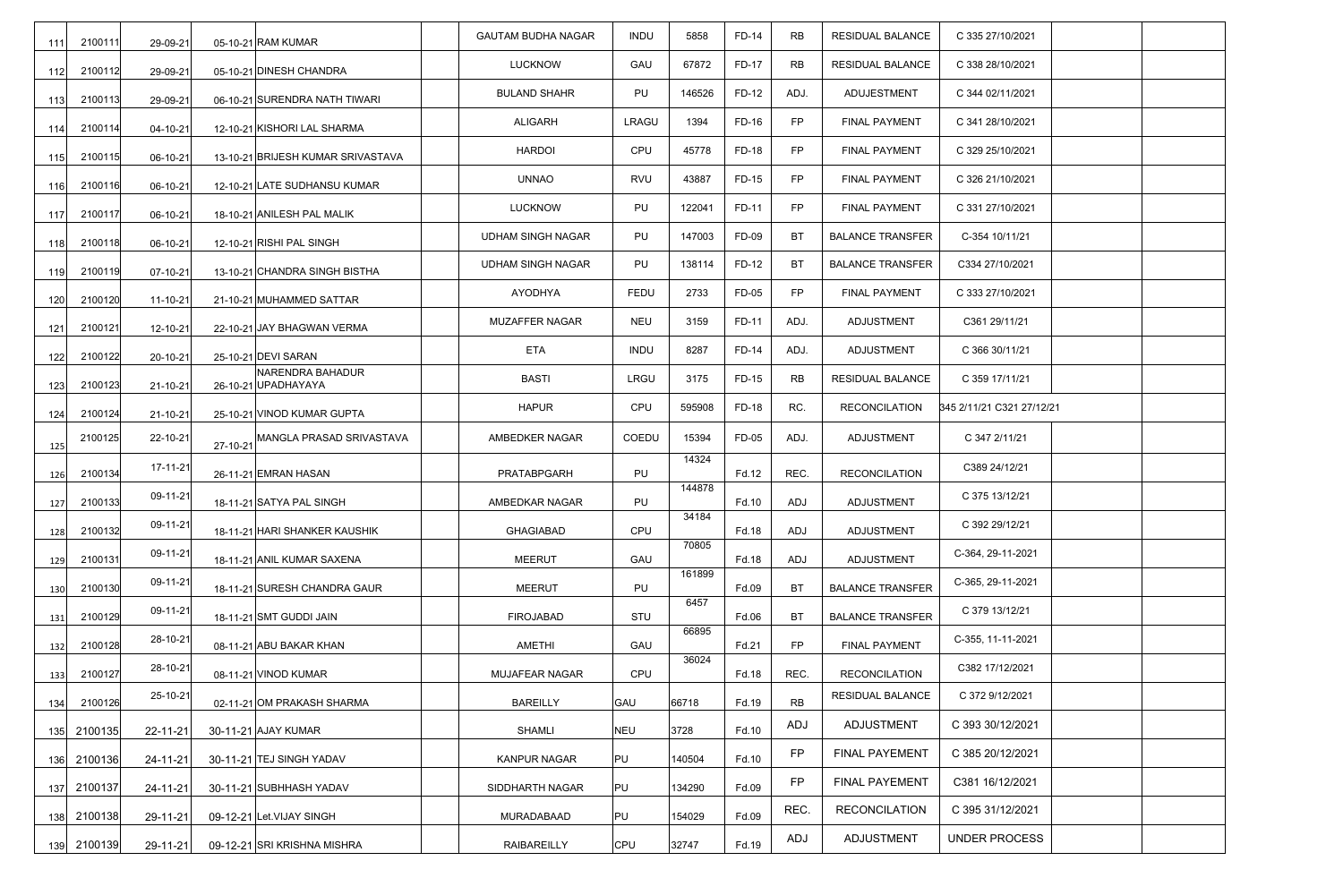| | | | | | | | | | | | | | | |
|---|---|---|---|---|---|---|---|---|---|---|---|---|---|---|
| 111 | 2100111 | 29-09-21 | 05-10-21 | RAM KUMAR | | GAUTAM BUDHA NAGAR | INDU | 5858 | FD-14 | RB | RESIDUAL BALANCE | C 335 27/10/2021 | | |
| 112 | 2100112 | 29-09-21 | 05-10-21 | DINESH CHANDRA | | LUCKNOW | GAU | 67872 | FD-17 | RB | RESIDUAL BALANCE | C 338 28/10/2021 | | |
| 113 | 2100113 | 29-09-21 | 06-10-21 | SURENDRA NATH TIWARI | | BULAND SHAHR | PU | 146526 | FD-12 | ADJ. | ADJUESTMENT | C 344 02/11/2021 | | |
| 114 | 2100114 | 04-10-21 | 12-10-21 | KISHORI LAL SHARMA | | ALIGARH | LRAGU | 1394 | FD-16 | FP | FINAL PAYMENT | C 341 28/10/2021 | | |
| 115 | 2100115 | 06-10-21 | 13-10-21 | BRIJESH KUMAR SRIVASTAVA | | HARDOI | CPU | 45778 | FD-18 | FP | FINAL PAYMENT | C 329 25/10/2021 | | |
| 116 | 2100116 | 06-10-21 | 12-10-21 | LATE SUDHANSU KUMAR | | UNNAO | RVU | 43887 | FD-15 | FP | FINAL PAYMENT | C 326 21/10/2021 | | |
| 117 | 2100117 | 06-10-21 | 18-10-21 | ANILESH PAL MALIK | | LUCKNOW | PU | 122041 | FD-11 | FP | FINAL PAYMENT | C 331 27/10/2021 | | |
| 118 | 2100118 | 06-10-21 | 12-10-21 | RISHI PAL SINGH | | UDHAM SINGH NAGAR | PU | 147003 | FD-09 | BT | BALANCE TRANSFER | C-354 10/11/21 | | |
| 119 | 2100119 | 07-10-21 | 13-10-21 | CHANDRA SINGH BISTHA | | UDHAM SINGH NAGAR | PU | 138114 | FD-12 | BT | BALANCE TRANSFER | C334 27/10/2021 | | |
| 120 | 2100120 | 11-10-21 | 21-10-21 | MUHAMMED SATTAR | | AYODHYA | FEDU | 2733 | FD-05 | FP | FINAL PAYMENT | C 333 27/10/2021 | | |
| 121 | 2100121 | 12-10-21 | 22-10-21 | JAY BHAGWAN VERMA | | MUZAFFER NAGAR | NEU | 3159 | FD-11 | ADJ. | ADJUSTMENT | C361 29/11/21 | | |
| 122 | 2100122 | 20-10-21 | 25-10-21 | DEVI SARAN | | ETA | INDU | 8287 | FD-14 | ADJ. | ADJUSTMENT | C 366 30/11/21 | | |
| 123 | 2100123 | 21-10-21 | 26-10-21 | NARENDRA BAHADUR UPADHAYAYA | | BASTI | LRGU | 3175 | FD-15 | RB | RESIDUAL BALANCE | C 359 17/11/21 | | |
| 124 | 2100124 | 21-10-21 | 25-10-21 | VINOD KUMAR GUPTA | | HAPUR | CPU | 595908 | FD-18 | RC. | RECONCILATION | 345 2/11/21 C321 27/12/21 | | |
| 125 | 2100125 | 22-10-21 | 27-10-21 | MANGLA PRASAD SRIVASTAVA | | AMBEDKER NAGAR | COEDU | 15394 | FD-05 | ADJ. | ADJUSTMENT | C 347 2/11/21 | | |
| 126 | 2100134 | 17-11-21 | 26-11-21 | EMRAN HASAN | | PRATABPGARH | PU | 14324 | Fd.12 | REC. | RECONCILATION | C389 24/12/21 | | |
| 127 | 2100133 | 09-11-21 | 18-11-21 | SATYA PAL SINGH | | AMBEDKAR NAGAR | PU | 144878 | Fd.10 | ADJ | ADJUSTMENT | C 375 13/12/21 | | |
| 128 | 2100132 | 09-11-21 | 18-11-21 | HARI SHANKER KAUSHIK | | GHAGIABAD | CPU | 34184 | Fd.18 | ADJ | ADJUSTMENT | C 392 29/12/21 | | |
| 129 | 2100131 | 09-11-21 | 18-11-21 | ANIL KUMAR SAXENA | | MEERUT | GAU | 70805 | Fd.18 | ADJ | ADJUSTMENT | C-364, 29-11-2021 | | |
| 130 | 2100130 | 09-11-21 | 18-11-21 | SURESH CHANDRA GAUR | | MEERUT | PU | 161899 | Fd.09 | BT | BALANCE TRANSFER | C-365, 29-11-2021 | | |
| 131 | 2100129 | 09-11-21 | 18-11-21 | SMT GUDDI JAIN | | FIROJABAD | STU | 6457 | Fd.06 | BT | BALANCE TRANSFER | C 379 13/12/21 | | |
| 132 | 2100128 | 28-10-21 | 08-11-21 | ABU BAKAR KHAN | | AMETHI | GAU | 66895 | Fd.21 | FP | FINAL PAYMENT | C-355, 11-11-2021 | | |
| 133 | 2100127 | 28-10-21 | 08-11-21 | VINOD KUMAR | | MUJAFEAR NAGAR | CPU | 36024 | Fd.18 | REC. | RECONCILATION | C382 17/12/2021 | | |
| 134 | 2100126 | 25-10-21 | 02-11-21 | OM PRAKASH SHARMA | | BAREILLY | GAU | 66718 | Fd.19 | RB | RESIDUAL BALANCE | C 372 9/12/2021 | | |
| 135 | 2100135 | 22-11-21 | 30-11-21 | AJAY KUMAR | | SHAMLI | NEU | 3728 | Fd.10 | ADJ | ADJUSTMENT | C 393 30/12/2021 | | |
| 136 | 2100136 | 24-11-21 | 30-11-21 | TEJ SINGH YADAV | | KANPUR NAGAR | PU | 140504 | Fd.10 | FP | FINAL PAYEMENT | C 385 20/12/2021 | | |
| 137 | 2100137 | 24-11-21 | 30-11-21 | SUBHHASH YADAV | | SIDDHARTH NAGAR | PU | 134290 | Fd.09 | FP | FINAL PAYEMENT | C381 16/12/2021 | | |
| 138 | 2100138 | 29-11-21 | 09-12-21 | Let.VIJAY SINGH | | MURADABAAD | PU | 154029 | Fd.09 | REC. | RECONCILATION | C 395 31/12/2021 | | |
| 139 | 2100139 | 29-11-21 | 09-12-21 | SRI KRISHNA MISHRA | | RAIBAREILLY | CPU | 32747 | Fd.19 | ADJ | ADJUSTMENT | UNDER PROCESS | | |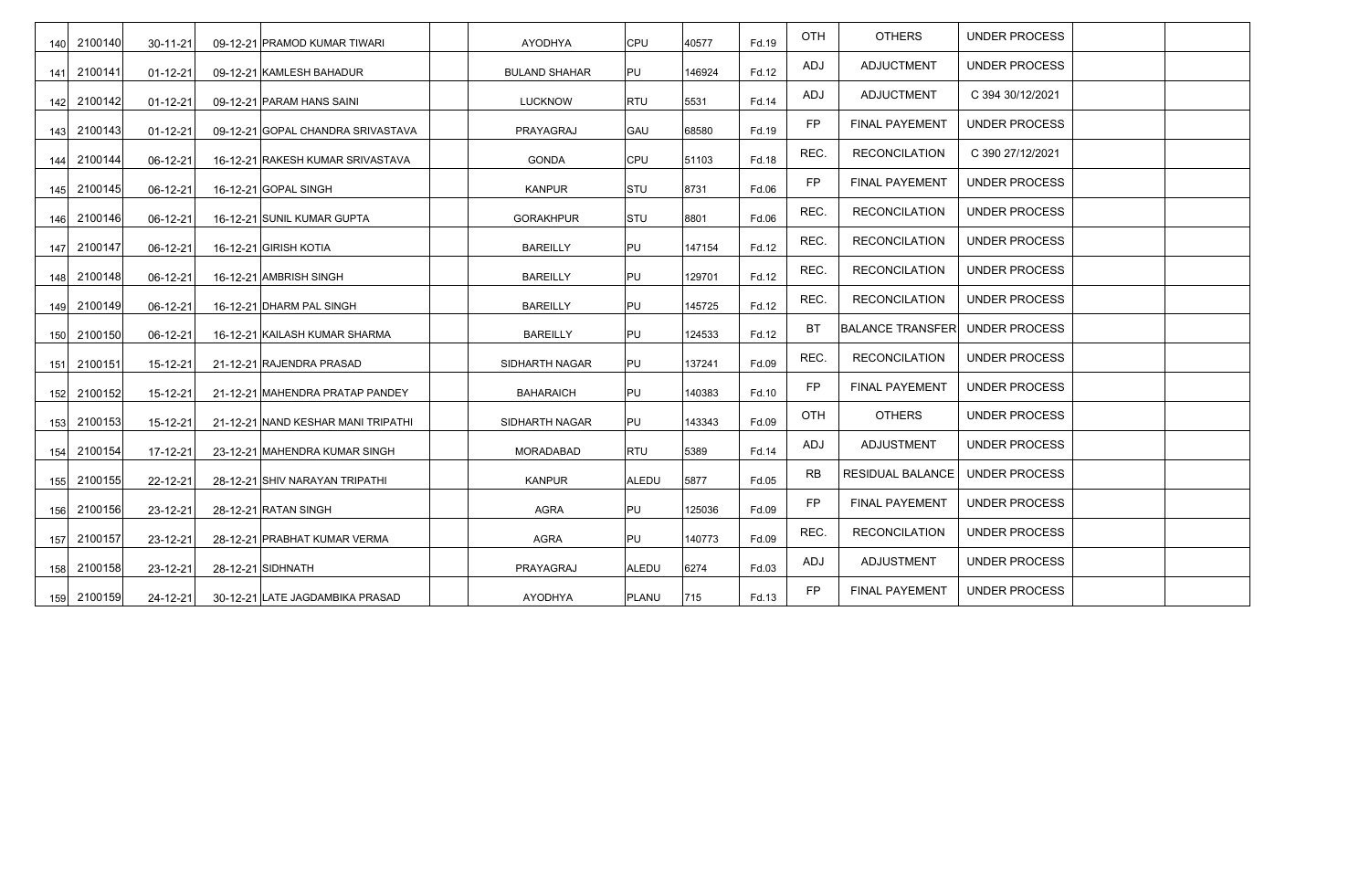| | | | | | | | | | | | | | | |
|---|---|---|---|---|---|---|---|---|---|---|---|---|---|---|
| 140 | 2100140 | 30-11-21 | 09-12-21 | PRAMOD KUMAR TIWARI | | AYODHYA | CPU | 40577 | Fd.19 | OTH | OTHERS | UNDER PROCESS | | |
| 141 | 2100141 | 01-12-21 | 09-12-21 | KAMLESH BAHADUR | | BULAND SHAHAR | PU | 146924 | Fd.12 | ADJ | ADJUCTMENT | UNDER PROCESS | | |
| 142 | 2100142 | 01-12-21 | 09-12-21 | PARAM HANS SAINI | | LUCKNOW | RTU | 5531 | Fd.14 | ADJ | ADJUCTMENT | C 394 30/12/2021 | | |
| 143 | 2100143 | 01-12-21 | 09-12-21 | GOPAL CHANDRA SRIVASTAVA | | PRAYAGRAJ | GAU | 68580 | Fd.19 | FP | FINAL PAYEMENT | UNDER PROCESS | | |
| 144 | 2100144 | 06-12-21 | 16-12-21 | RAKESH KUMAR SRIVASTAVA | | GONDA | CPU | 51103 | Fd.18 | REC. | RECONCILATION | C 390 27/12/2021 | | |
| 145 | 2100145 | 06-12-21 | 16-12-21 | GOPAL SINGH | | KANPUR | STU | 8731 | Fd.06 | FP | FINAL PAYEMENT | UNDER PROCESS | | |
| 146 | 2100146 | 06-12-21 | 16-12-21 | SUNIL KUMAR GUPTA | | GORAKHPUR | STU | 8801 | Fd.06 | REC. | RECONCILATION | UNDER PROCESS | | |
| 147 | 2100147 | 06-12-21 | 16-12-21 | GIRISH KOTIA | | BAREILLY | PU | 147154 | Fd.12 | REC. | RECONCILATION | UNDER PROCESS | | |
| 148 | 2100148 | 06-12-21 | 16-12-21 | AMBRISH SINGH | | BAREILLY | PU | 129701 | Fd.12 | REC. | RECONCILATION | UNDER PROCESS | | |
| 149 | 2100149 | 06-12-21 | 16-12-21 | DHARM PAL SINGH | | BAREILLY | PU | 145725 | Fd.12 | REC. | RECONCILATION | UNDER PROCESS | | |
| 150 | 2100150 | 06-12-21 | 16-12-21 | KAILASH KUMAR SHARMA | | BAREILLY | PU | 124533 | Fd.12 | BT | BALANCE TRANSFER | UNDER PROCESS | | |
| 151 | 2100151 | 15-12-21 | 21-12-21 | RAJENDRA PRASAD | | SIDHARTH NAGAR | PU | 137241 | Fd.09 | REC. | RECONCILATION | UNDER PROCESS | | |
| 152 | 2100152 | 15-12-21 | 21-12-21 | MAHENDRA PRATAP PANDEY | | BAHARAICH | PU | 140383 | Fd.10 | FP | FINAL PAYEMENT | UNDER PROCESS | | |
| 153 | 2100153 | 15-12-21 | 21-12-21 | NAND KESHAR MANI TRIPATHI | | SIDHARTH NAGAR | PU | 143343 | Fd.09 | OTH | OTHERS | UNDER PROCESS | | |
| 154 | 2100154 | 17-12-21 | 23-12-21 | MAHENDRA KUMAR SINGH | | MORADABAD | RTU | 5389 | Fd.14 | ADJ | ADJUSTMENT | UNDER PROCESS | | |
| 155 | 2100155 | 22-12-21 | 28-12-21 | SHIV NARAYAN TRIPATHI | | KANPUR | ALEDU | 5877 | Fd.05 | RB | RESIDUAL BALANCE | UNDER PROCESS | | |
| 156 | 2100156 | 23-12-21 | 28-12-21 | RATAN SINGH | | AGRA | PU | 125036 | Fd.09 | FP | FINAL PAYEMENT | UNDER PROCESS | | |
| 157 | 2100157 | 23-12-21 | 28-12-21 | PRABHAT KUMAR VERMA | | AGRA | PU | 140773 | Fd.09 | REC. | RECONCILATION | UNDER PROCESS | | |
| 158 | 2100158 | 23-12-21 | 28-12-21 | SIDHNATH | | PRAYAGRAJ | ALEDU | 6274 | Fd.03 | ADJ | ADJUSTMENT | UNDER PROCESS | | |
| 159 | 2100159 | 24-12-21 | 30-12-21 | LATE JAGDAMBIKA PRASAD | | AYODHYA | PLANU | 715 | Fd.13 | FP | FINAL PAYEMENT | UNDER PROCESS | | |